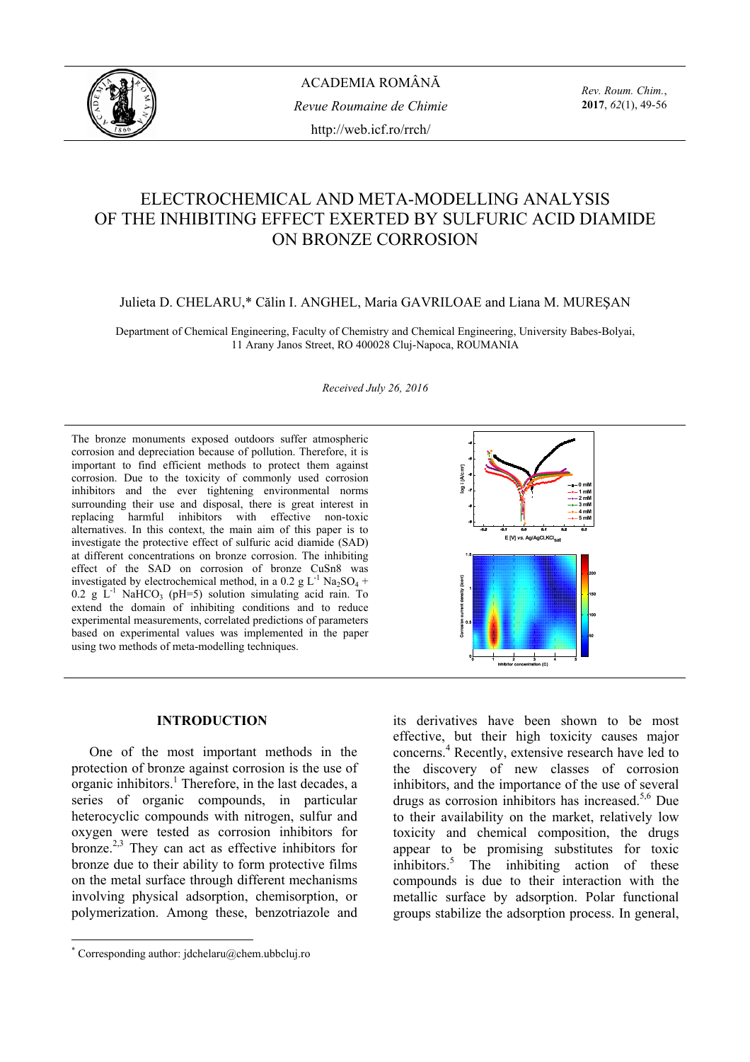# ELECTROCHEMICAL AND META-MODELLING ANALYSIS OF THE INHIBITING EFFECT EXERTED BY SULFURIC ACID DIAMIDE ON BRONZE CORROSION

Julieta D. CHELARU,* Călin I. ANGHEL, Maria GAVRILOAE and Liana M. MUREŞAN

Department of Chemical Engineering, Faculty of Chemistry and Chemical Engineering, University Babes-Bolyai, 11 Arany Janos Street, RO 400028 Cluj-Napoca, ROUMANIA

*Received July 26, 2016*

The bronze monuments exposed outdoors suffer atmospheric corrosion and depreciation because of pollution. Therefore, it is important to find efficient methods to protect them against corrosion. Due to the toxicity of commonly used corrosion inhibitors and the ever tightening environmental norms surrounding their use and disposal, there is great interest in replacing harmful inhibitors with effective non-toxic alternatives. In this context, the main aim of this paper is to investigate the protective effect of sulfuric acid diamide (SAD) at different concentrations on bronze corrosion. The inhibiting effect of the SAD on corrosion of bronze CuSn8 was investigated by electrochemical method, in a 0.2 g $L^{-1}$ $Na_2SO_4$ + 0.2 g $L^{-1}$ $NaHCO_3$ (pH=5) solution simulating acid rain. To extend the domain of inhibiting conditions and to reduce experimental measurements, correlated predictions of parameters based on experimental values was implemented in the paper using two methods of meta-modelling techniques.

## INTRODUCTION

One of the most important methods in the protection of bronze against corrosion is the use of organic inhibitors.[1] Therefore, in the last decades, a series of organic compounds, in particular heterocyclic compounds with nitrogen, sulfur and oxygen were tested as corrosion inhibitors for bronze.[2,3] They can act as effective inhibitors for bronze due to their ability to form protective films on the metal surface through different mechanisms involving physical adsorption, chemisorption, or polymerization. Among these, benzotriazole and its derivatives have been shown to be most effective, but their high toxicity causes major concerns.[4] Recently, extensive research have led to the discovery of new classes of corrosion inhibitors, and the importance of the use of several drugs as corrosion inhibitors has increased.[5,6] Due to their availability on the market, relatively low toxicity and chemical composition, the drugs appear to be promising substitutes for toxic inhibitors.[5] The inhibiting action of these compounds is due to their interaction with the metallic surface by adsorption. Polar functional groups stabilize the adsorption process. In general,

* Corresponding author: jdchelaru@chem.ubbcluj.ro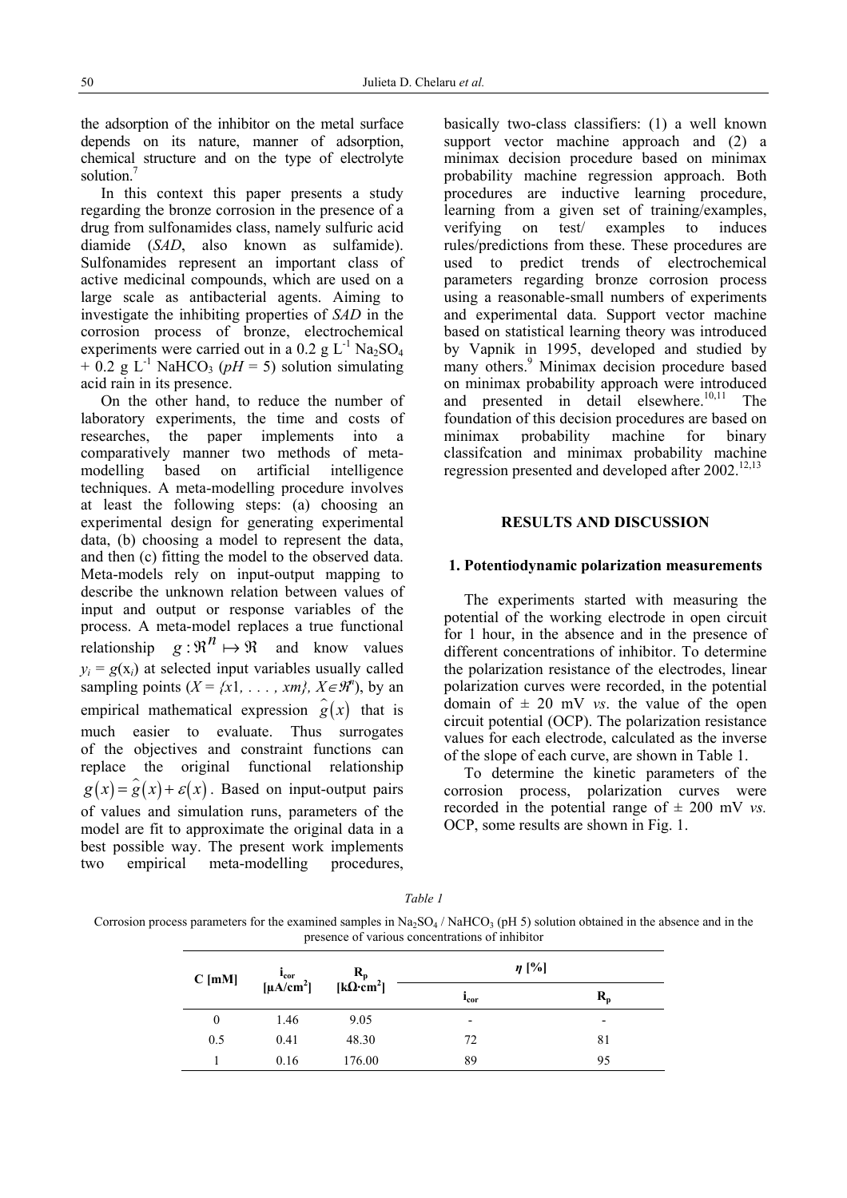the adsorption of the inhibitor on the metal surface depends on its nature, manner of adsorption, chemical structure and on the type of electrolyte solution.[7]

In this context this paper presents a study regarding the bronze corrosion in the presence of a drug from sulfonamides class, namely sulfuric acid diamide (*SAD*, also known as sulfamide). Sulfonamides represent an important class of active medicinal compounds, which are used on a large scale as antibacterial agents. Aiming to investigate the inhibiting properties of *SAD* in the corrosion process of bronze, electrochemical experiments were carried out in a 0.2 g $L^{-1}$ $Na_2SO_4$ + 0.2 g $L^{-1}$ $NaHCO_3$ (*pH* = 5) solution simulating acid rain in its presence.

On the other hand, to reduce the number of laboratory experiments, the time and costs of researches, the paper implements into a comparatively manner two methods of meta-modelling based on artificial intelligence techniques. A meta-modelling procedure involves at least the following steps: (a) choosing an experimental design for generating experimental data, (b) choosing a model to represent the data, and then (c) fitting the model to the observed data. Meta-models rely on input-output mapping to describe the unknown relation between values of input and output or response variables of the process. A meta-model replaces a true functional relationship $g:\Re^n \mapsto \Re$ and know values $y_i = g(x_i)$ at selected input variables usually called sampling points ($X = \{x1, \ldots, xm\}$, $X \in \Re^n$), by an empirical mathematical expression $\hat{g}(x)$ that is much easier to evaluate. Thus surrogates of the objectives and constraint functions can replace the original functional relationship $g(x) = \hat{g}(x) + \varepsilon(x)$. Based on input-output pairs of values and simulation runs, parameters of the model are fit to approximate the original data in a best possible way. The present work implements two empirical meta-modelling procedures, basically two-class classifiers: (1) a well known support vector machine approach and (2) a minimax decision procedure based on minimax probability machine regression approach. Both procedures are inductive learning procedure, learning from a given set of training/examples, verifying on test/ examples to induces rules/predictions from these. These procedures are used to predict trends of electrochemical parameters regarding bronze corrosion process using a reasonable-small numbers of experiments and experimental data. Support vector machine based on statistical learning theory was introduced by Vapnik in 1995, developed and studied by many others.[9] Minimax decision procedure based on minimax probability approach were introduced and presented in detail elsewhere.[10,11] The foundation of this decision procedures are based on minimax probability machine for binary classifcation and minimax probability machine regression presented and developed after 2002.[12,13]

## RESULTS AND DISCUSSION

### 1. Potentiodynamic polarization measurements

The experiments started with measuring the potential of the working electrode in open circuit for 1 hour, in the absence and in the presence of different concentrations of inhibitor. To determine the polarization resistance of the electrodes, linear polarization curves were recorded, in the potential domain of ± 20 mV *vs*. the value of the open circuit potential (OCP). The polarization resistance values for each electrode, calculated as the inverse of the slope of each curve, are shown in Table 1.

To determine the kinetic parameters of the corrosion process, polarization curves were recorded in the potential range of ± 200 mV *vs.* OCP, some results are shown in Fig. 1.

*Table 1*

Corrosion process parameters for the examined samples in $Na_2SO_4$ / $NaHCO_3$ (pH 5) solution obtained in the absence and in the presence of various concentrations of inhibitor

| C [mM] | $i_{cor}$ [$\mu A/cm^2$] | $R_p$ [$k\Omega \cdot cm^2$] | *η* [%] | |
|---|---|---|---|---|
| | | | $i_{cor}$ | $R_p$ |
| 0 | 1.46 | 9.05 | - | - |
| 0.5 | 0.41 | 48.30 | 72 | 81 |
| 1 | 0.16 | 176.00 | 89 | 95 |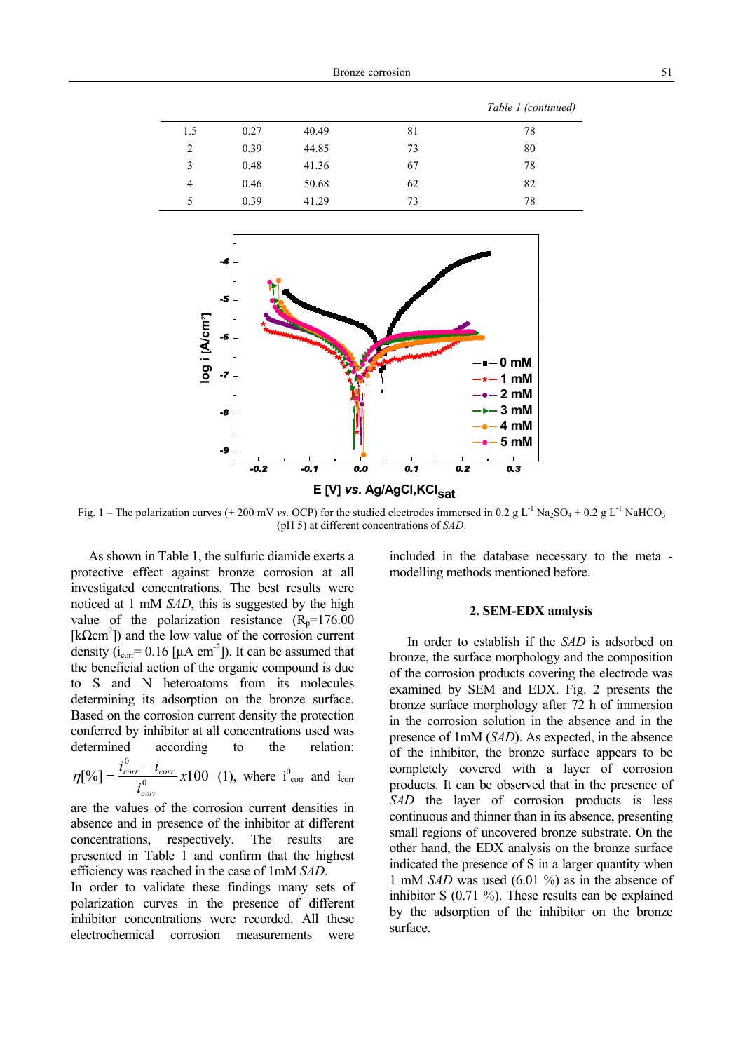*Table 1 (continued)*

| | | | | |
|---|---|---|---|---|
| 1.5 | 0.27 | 40.49 | 81 | 78 |
| 2 | 0.39 | 44.85 | 73 | 80 |
| 3 | 0.48 | 41.36 | 67 | 78 |
| 4 | 0.46 | 50.68 | 62 | 82 |
| 5 | 0.39 | 41.29 | 73 | 78 |

Fig. 1 – The polarization curves (± 200 mV *vs.* OCP) for the studied electrodes immersed in 0.2 g $L^{-1}$ $Na_2SO_4$ + 0.2 g $L^{-1}$ $NaHCO_3$ (pH 5) at different concentrations of *SAD*.

As shown in Table 1, the sulfuric diamide exerts a protective effect against bronze corrosion at all investigated concentrations. The best results were noticed at 1 mM *SAD*, this is suggested by the high value of the polarization resistance ($R_p$=176.00 [k$\Omega$cm$^2$]) and the low value of the corrosion current density ($i_{corr}$= 0.16 [$\mu$A cm$^{-2}$]). It can be assumed that the beneficial action of the organic compound is due to S and N heteroatoms from its molecules determining its adsorption on the bronze surface. Based on the corrosion current density the protection conferred by inhibitor at all concentrations used was determined according to the relation: $\eta[\%] = \frac{i^0_{corr} - i_{corr}}{i^0_{corr}} x100$ (1), where $i^0_{corr}$ and $i_{corr}$ are the values of the corrosion current densities in absence and in presence of the inhibitor at different concentrations, respectively. The results are presented in Table 1 and confirm that the highest efficiency was reached in the case of 1mM *SAD*.

In order to validate these findings many sets of polarization curves in the presence of different inhibitor concentrations were recorded. All these electrochemical corrosion measurements were included in the database necessary to the meta - modelling methods mentioned before.

## 2. SEM-EDX analysis

In order to establish if the *SAD* is adsorbed on bronze, the surface morphology and the composition of the corrosion products covering the electrode was examined by SEM and EDX. Fig. 2 presents the bronze surface morphology after 72 h of immersion in the corrosion solution in the absence and in the presence of 1mM (*SAD*). As expected, in the absence of the inhibitor, the bronze surface appears to be completely covered with a layer of corrosion products. It can be observed that in the presence of *SAD* the layer of corrosion products is less continuous and thinner than in its absence, presenting small regions of uncovered bronze substrate. On the other hand, the EDX analysis on the bronze surface indicated the presence of S in a larger quantity when 1 mM *SAD* was used (6.01 %) as in the absence of inhibitor S (0.71 %). These results can be explained by the adsorption of the inhibitor on the bronze surface.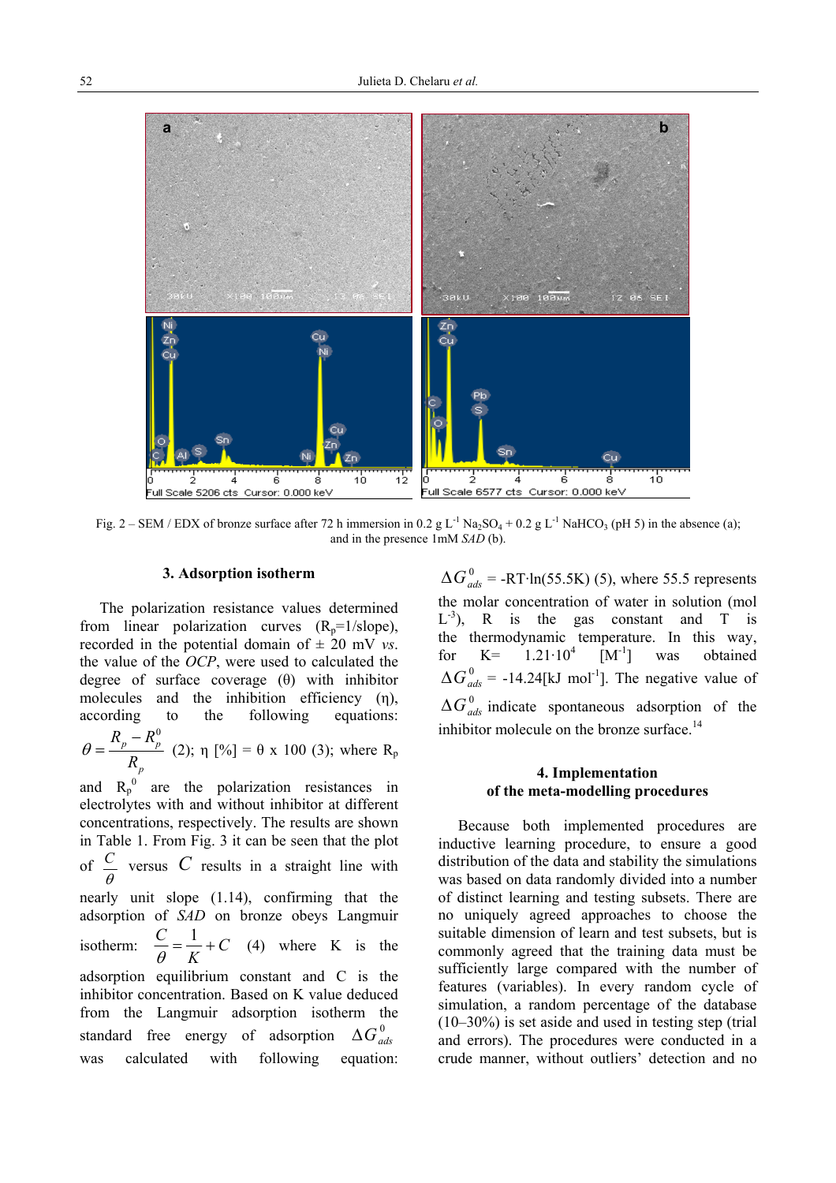Fig. 2 – SEM / EDX of bronze surface after 72 h immersion in 0.2 g $L^{-1}$ $Na_2SO_4$ + 0.2 g $L^{-1}$ $NaHCO_3$ (pH 5) in the absence (a); and in the presence 1mM *SAD* (b).

## 3. Adsorption isotherm

The polarization resistance values determined from linear polarization curves ($R_p$=1/slope), recorded in the potential domain of ± 20 mV *vs.* the value of the *OCP*, were used to calculated the degree of surface coverage (θ) with inhibitor molecules and the inhibition efficiency (η), according to the following equations: $\theta = \frac{R_p - R_p^0}{R_p}$ (2); η [%] = θ x 100 (3); where $R_p$ and $R_p^0$ are the polarization resistances in electrolytes with and without inhibitor at different concentrations, respectively. The results are shown in Table 1. From Fig. 3 it can be seen that the plot of $\frac{C}{\theta}$ versus $C$ results in a straight line with nearly unit slope (1.14), confirming that the adsorption of *SAD* on bronze obeys Langmuir isotherm: $\frac{C}{\theta} = \frac{1}{K} + C$ (4) where K is the adsorption equilibrium constant and C is the inhibitor concentration. Based on K value deduced from the Langmuir adsorption isotherm the standard free energy of adsorption $\Delta G^0_{ads}$ was calculated with following equation:

$\Delta G^0_{ads}$ = -RT·ln(55.5K) (5), where 55.5 represents the molar concentration of water in solution (mol $L^{-3}$), R is the gas constant and T is the thermodynamic temperature. In this way, for K= $1.21 \cdot 10^4$ [$M^{-1}$] was obtained $\Delta G^0_{ads}$ = -14.24[kJ $mol^{-1}$]. The negative value of $\Delta G^0_{ads}$ indicate spontaneous adsorption of the inhibitor molecule on the bronze surface.[14]

## 4. Implementation of the meta-modelling procedures

Because both implemented procedures are inductive learning procedure, to ensure a good distribution of the data and stability the simulations was based on data randomly divided into a number of distinct learning and testing subsets. There are no uniquely agreed approaches to choose the suitable dimension of learn and test subsets, but is commonly agreed that the training data must be sufficiently large compared with the number of features (variables). In every random cycle of simulation, a random percentage of the database (10–30%) is set aside and used in testing step (trial and errors). The procedures were conducted in a crude manner, without outliers' detection and no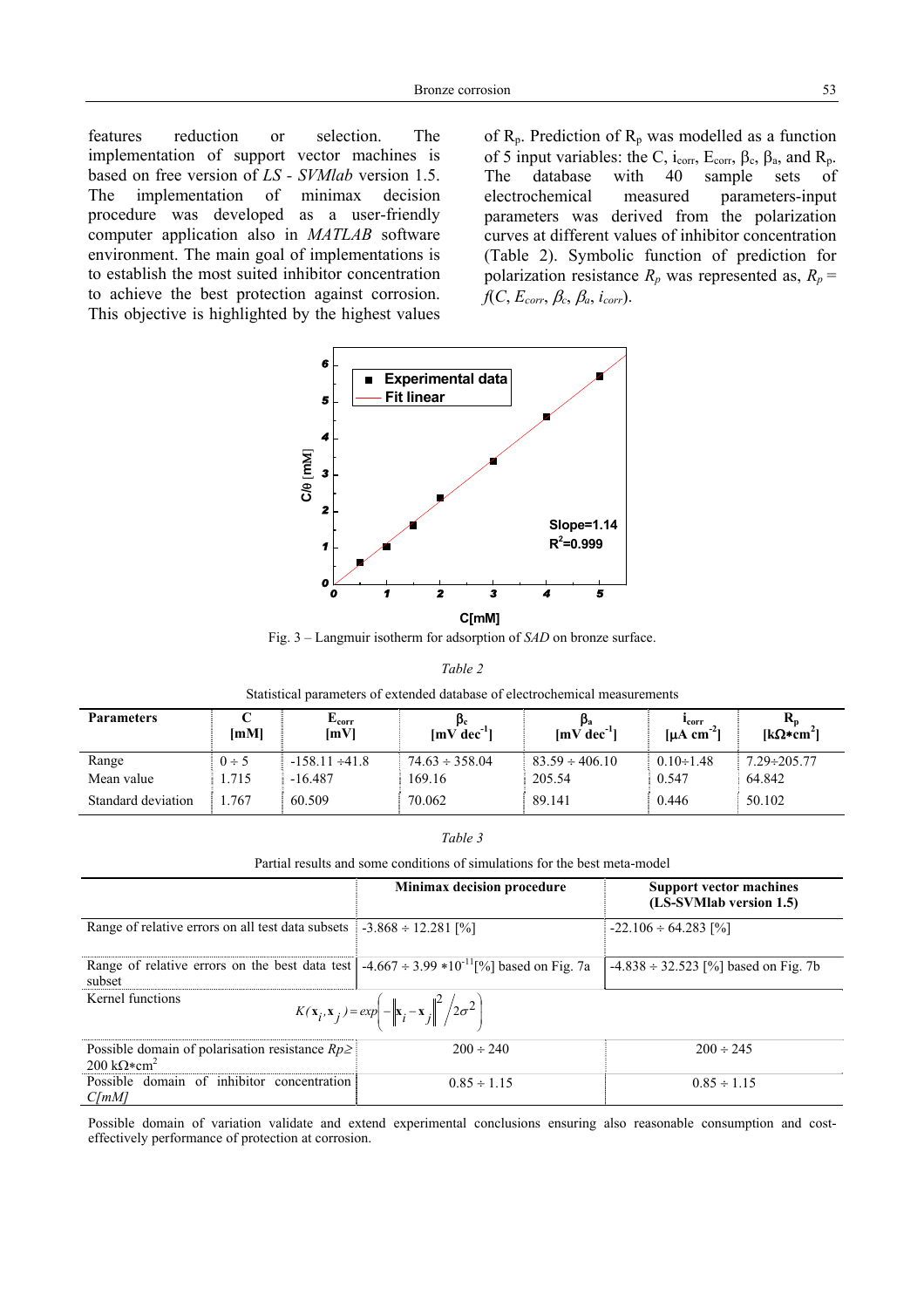features reduction or selection. The implementation of support vector machines is based on free version of *LS - SVMlab* version 1.5. The implementation of minimax decision procedure was developed as a user-friendly computer application also in *MATLAB* software environment. The main goal of implementations is to establish the most suited inhibitor concentration to achieve the best protection against corrosion. This objective is highlighted by the highest values of $R_p$. Prediction of $R_p$ was modelled as a function of 5 input variables: the C, $i_{corr}$, $E_{corr}$, $\beta_c$, $\beta_a$, and $R_p$. The database with 40 sample sets of electrochemical measured parameters-input parameters was derived from the polarization curves at different values of inhibitor concentration (Table 2). Symbolic function of prediction for polarization resistance $R_p$ was represented as, $R_p = f(C, E_{corr}, \beta_c, \beta_a, i_{corr})$.

Fig. 3 – Langmuir isotherm for adsorption of *SAD* on bronze surface.

*Table 2*

Statistical parameters of extended database of electrochemical measurements

| Parameters | C [mM] | $E_{corr}$ [mV] | $\beta_c$ [mV dec$^{-1}$] | $\beta_a$ [mV dec$^{-1}$] | $i_{corr}$ [μA cm$^{-2}$] | $R_p$ [kΩ∗cm$^2$] |
|---|---|---|---|---|---|---|
| Range | 0 ÷ 5 | -158.11 ÷41.8 | 74.63 ÷ 358.04 | 83.59 ÷ 406.10 | 0.10÷1.48 | 7.29÷205.77 |
| Mean value | 1.715 | -16.487 | 169.16 | 205.54 | 0.547 | 64.842 |
| Standard deviation | 1.767 | 60.509 | 70.062 | 89.141 | 0.446 | 50.102 |

*Table 3*

Partial results and some conditions of simulations for the best meta-model

| | Minimax decision procedure | Support vector machines (LS-SVMlab version 1.5) |
|---|---|---|
| Range of relative errors on all test data subsets | -3.868 ÷ 12.281 [%] | -22.106 ÷ 64.283 [%] |
| Range of relative errors on the best data test subset | -4.667 ÷ 3.99 ∗10$^{-11}$[%] based on Fig. 7a | -4.838 ÷ 32.523 [%] based on Fig. 7b |
| Kernel functions | $K(\mathbf{x}_i, \mathbf{x}_j) = exp\left(-\left\|\mathbf{x}_i - \mathbf{x}_j\right\|^2 / 2\sigma^2\right)$ | |
| Possible domain of polarisation resistance $Rp \geq$ 200 kΩ∗cm$^2$ | 200 ÷ 240 | 200 ÷ 245 |
| Possible domain of inhibitor concentration *C[mM]* | 0.85 ÷ 1.15 | 0.85 ÷ 1.15 |

Possible domain of variation validate and extend experimental conclusions ensuring also reasonable consumption and cost-effectively performance of protection at corrosion.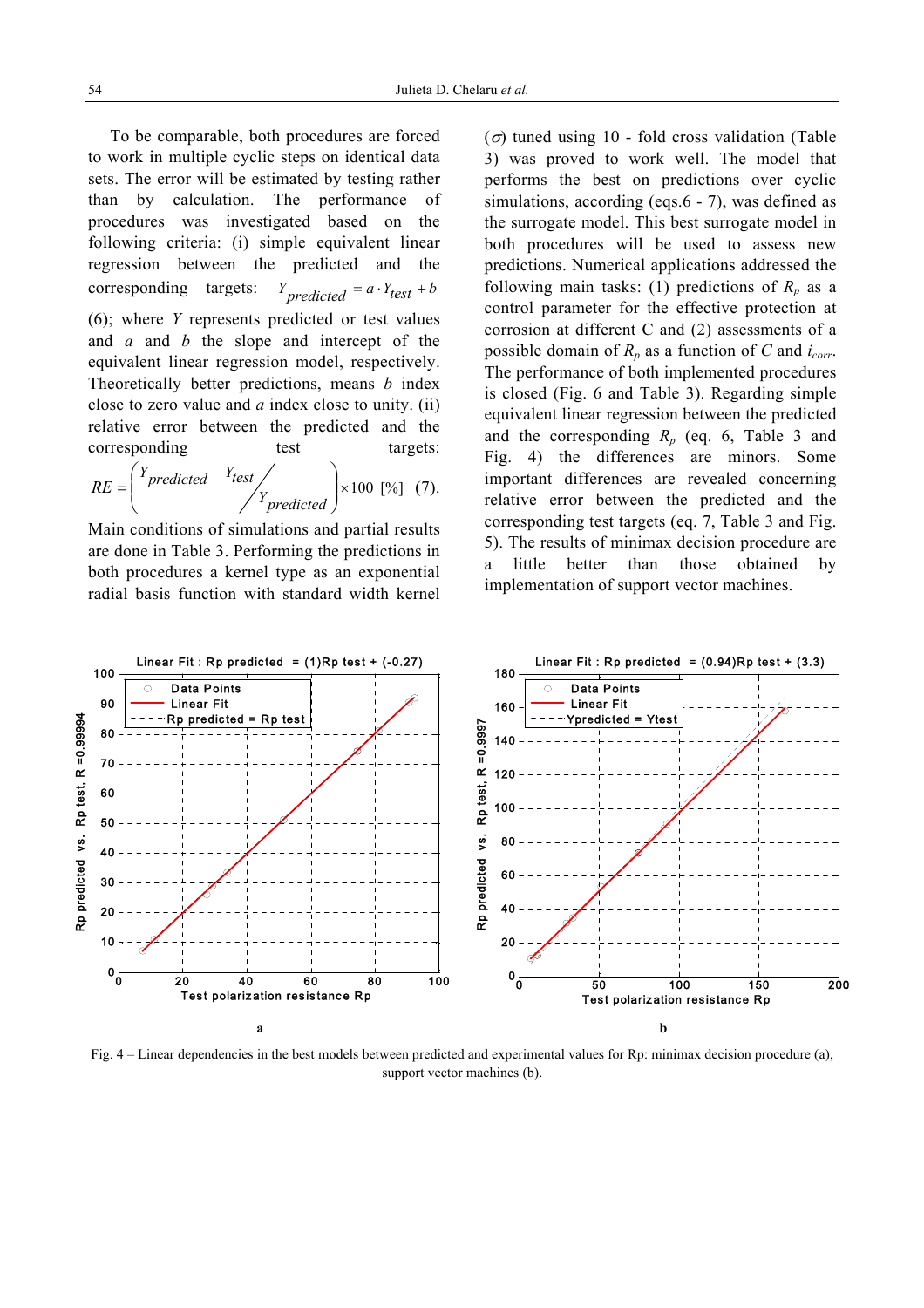To be comparable, both procedures are forced to work in multiple cyclic steps on identical data sets. The error will be estimated by testing rather than by calculation. The performance of procedures was investigated based on the following criteria: (i) simple equivalent linear regression between the predicted and the corresponding targets: $Y_{predicted} = a \cdot Y_{test} + b$ (6); where $Y$ represents predicted or test values and $a$ and $b$ the slope and intercept of the equivalent linear regression model, respectively. Theoretically better predictions, means $b$ index close to zero value and $a$ index close to unity. (ii) relative error between the predicted and the corresponding test targets: $RE = \left( \frac{Y_{predicted} - Y_{test}}{Y_{predicted}} \right) \times 100$ [%] (7).

Main conditions of simulations and partial results are done in Table 3. Performing the predictions in both procedures a kernel type as an exponential radial basis function with standard width kernel ($\sigma$) tuned using 10 - fold cross validation (Table 3) was proved to work well. The model that performs the best on predictions over cyclic simulations, according (eqs.6 - 7), was defined as the surrogate model. This best surrogate model in both procedures will be used to assess new predictions. Numerical applications addressed the following main tasks: (1) predictions of $R_p$ as a control parameter for the effective protection at corrosion at different C and (2) assessments of a possible domain of $R_p$ as a function of $C$ and $i_{corr}$. The performance of both implemented procedures is closed (Fig. 6 and Table 3). Regarding simple equivalent linear regression between the predicted and the corresponding $R_p$ (eq. 6, Table 3 and Fig. 4) the differences are minors. Some important differences are revealed concerning relative error between the predicted and the corresponding test targets (eq. 7, Table 3 and Fig. 5). The results of minimax decision procedure are a little better than those obtained by implementation of support vector machines.

Fig. 4 – Linear dependencies in the best models between predicted and experimental values for Rp: minimax decision procedure (a), support vector machines (b).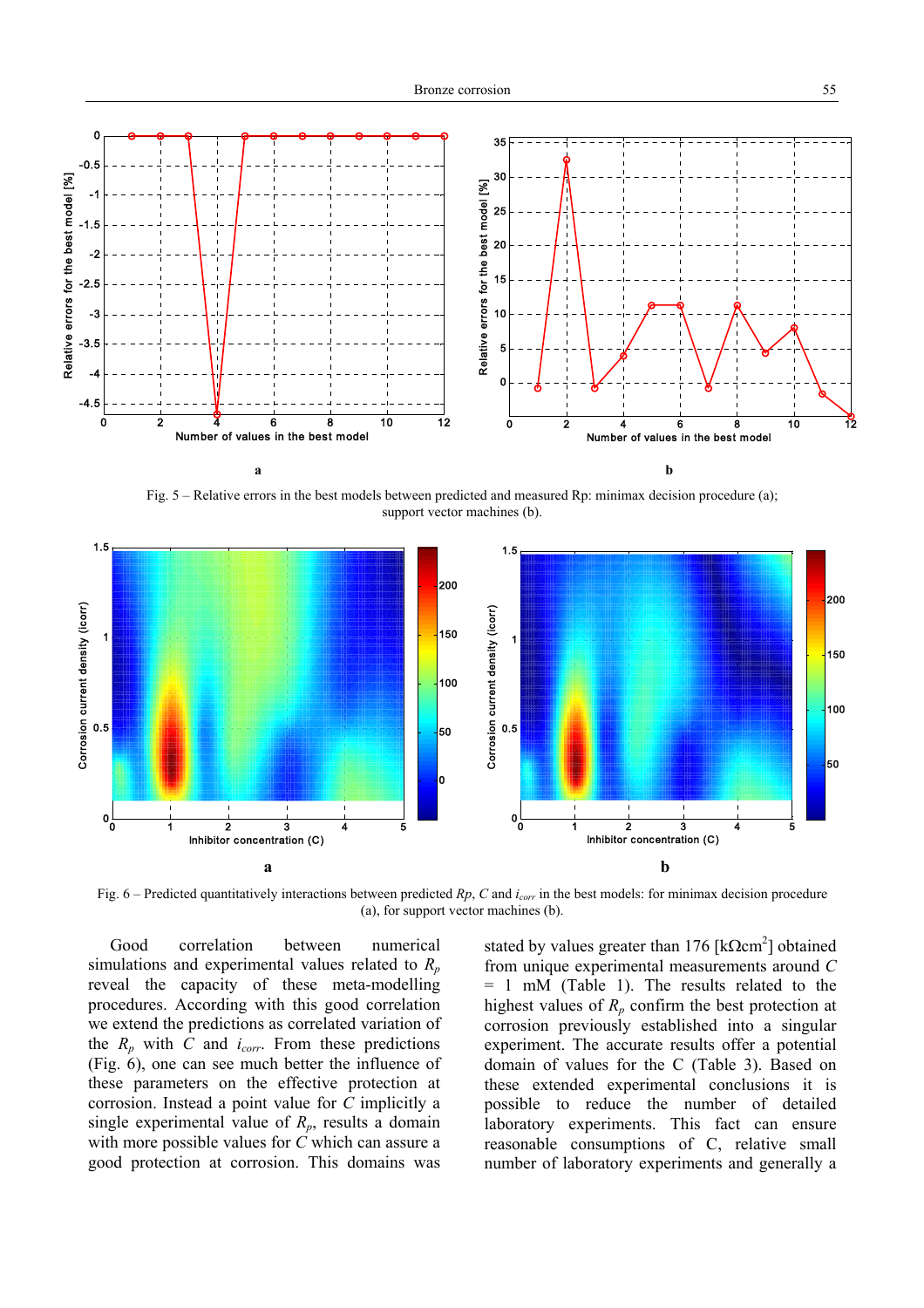Fig. 5 – Relative errors in the best models between predicted and measured Rp: minimax decision procedure (a); support vector machines (b).

Fig. 6 – Predicted quantitatively interactions between predicted $Rp$, $C$ and $i_{corr}$ in the best models: for minimax decision procedure (a), for support vector machines (b).

Good correlation between numerical simulations and experimental values related to $R_p$ reveal the capacity of these meta-modelling procedures. According with this good correlation we extend the predictions as correlated variation of the $R_p$ with $C$ and $i_{corr}$. From these predictions (Fig. 6), one can see much better the influence of these parameters on the effective protection at corrosion. Instead a point value for $C$ implicitly a single experimental value of $R_p$, results a domain with more possible values for $C$ which can assure a good protection at corrosion. This domains was stated by values greater than 176 [k$\Omega$cm$^2$] obtained from unique experimental measurements around $C$ = 1 mM (Table 1). The results related to the highest values of $R_p$ confirm the best protection at corrosion previously established into a singular experiment. The accurate results offer a potential domain of values for the C (Table 3). Based on these extended experimental conclusions it is possible to reduce the number of detailed laboratory experiments. This fact can ensure reasonable consumptions of C, relative small number of laboratory experiments and generally a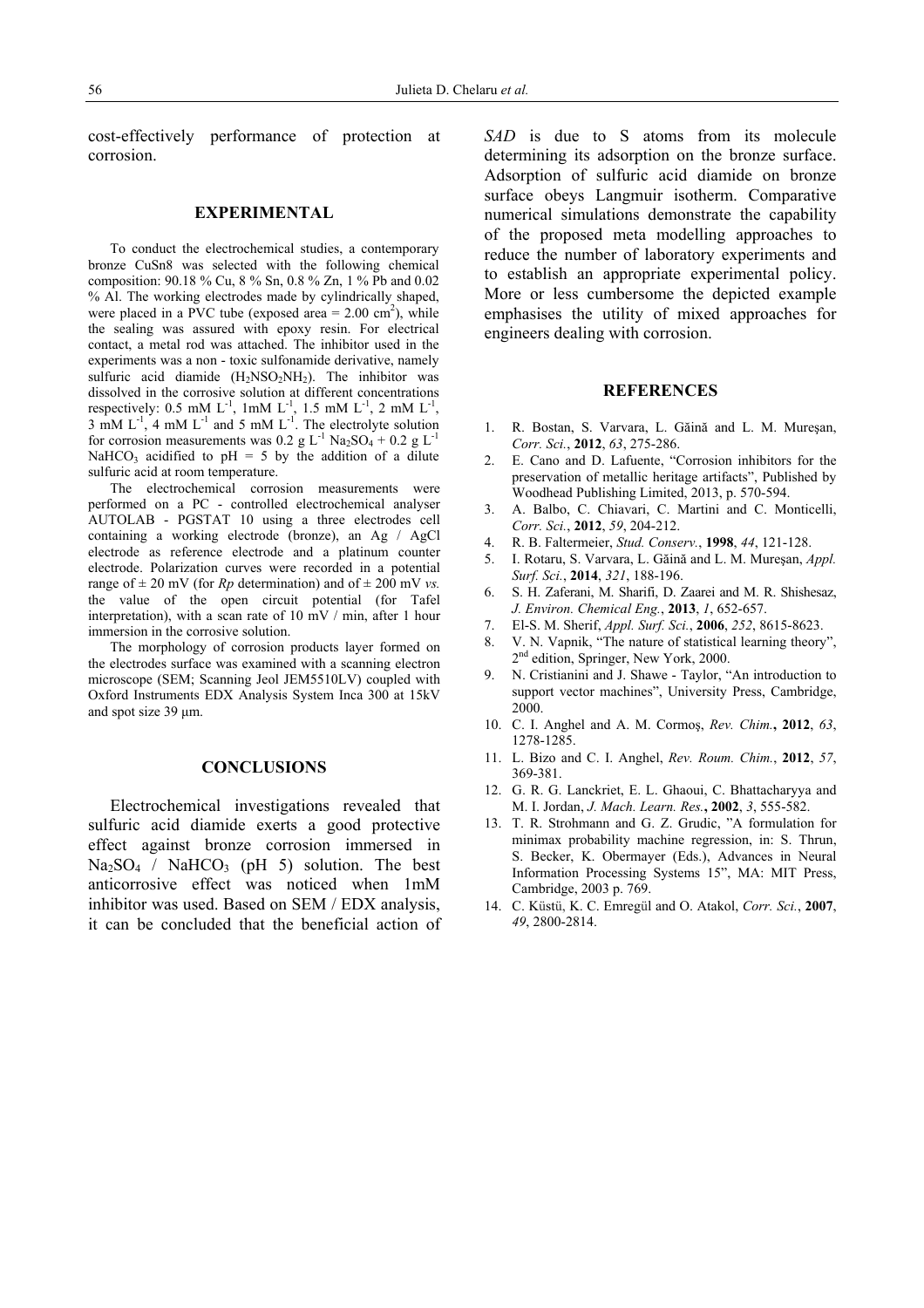cost-effectively performance of protection at corrosion.

## EXPERIMENTAL

To conduct the electrochemical studies, a contemporary bronze CuSn8 was selected with the following chemical composition: 90.18 % Cu, 8 % Sn, 0.8 % Zn, 1 % Pb and 0.02 % Al. The working electrodes made by cylindrically shaped, were placed in a PVC tube (exposed area = 2.00 $cm^2$), while the sealing was assured with epoxy resin. For electrical contact, a metal rod was attached. The inhibitor used in the experiments was a non - toxic sulfonamide derivative, namely sulfuric acid diamide ($H_2NSO_2NH_2$). The inhibitor was dissolved in the corrosive solution at different concentrations respectively: 0.5 mM $L^{-1}$, 1mM $L^{-1}$, 1.5 mM $L^{-1}$, 2 mM $L^{-1}$, 3 mM $L^{-1}$, 4 mM $L^{-1}$ and 5 mM $L^{-1}$. The electrolyte solution for corrosion measurements was 0.2 g $L^{-1}$ $Na_2SO_4$ + 0.2 g $L^{-1}$ $NaHCO_3$ acidified to pH = 5 by the addition of a dilute sulfuric acid at room temperature.

The electrochemical corrosion measurements were performed on a PC - controlled electrochemical analyser AUTOLAB - PGSTAT 10 using a three electrodes cell containing a working electrode (bronze), an Ag / AgCl electrode as reference electrode and a platinum counter electrode. Polarization curves were recorded in a potential range of ± 20 mV (for *Rp* determination) and of ± 200 mV *vs.* the value of the open circuit potential (for Tafel interpretation), with a scan rate of 10 mV / min, after 1 hour immersion in the corrosive solution.

The morphology of corrosion products layer formed on the electrodes surface was examined with a scanning electron microscope (SEM; Scanning Jeol JEM5510LV) coupled with Oxford Instruments EDX Analysis System Inca 300 at 15kV and spot size 39 µm.

## CONCLUSIONS

Electrochemical investigations revealed that sulfuric acid diamide exerts a good protective effect against bronze corrosion immersed in $Na_2SO_4$ / $NaHCO_3$ (pH 5) solution. The best anticorrosive effect was noticed when 1mM inhibitor was used. Based on SEM / EDX analysis, it can be concluded that the beneficial action of *SAD* is due to S atoms from its molecule determining its adsorption on the bronze surface. Adsorption of sulfuric acid diamide on bronze surface obeys Langmuir isotherm. Comparative numerical simulations demonstrate the capability of the proposed meta modelling approaches to reduce the number of laboratory experiments and to establish an appropriate experimental policy. More or less cumbersome the depicted example emphasises the utility of mixed approaches for engineers dealing with corrosion.

## REFERENCES

1. R. Bostan, S. Varvara, L. Găină and L. M. Mureşan, *Corr. Sci.*, **2012**, *63*, 275-286.
2. E. Cano and D. Lafuente, "Corrosion inhibitors for the preservation of metallic heritage artifacts", Published by Woodhead Publishing Limited, 2013, p. 570-594.
3. A. Balbo, C. Chiavari, C. Martini and C. Monticelli, *Corr. Sci.*, **2012**, *59*, 204-212.
4. R. B. Faltermeier, *Stud. Conserv.*, **1998**, *44*, 121-128.
5. I. Rotaru, S. Varvara, L. Găină and L. M. Mureşan, *Appl. Surf. Sci.*, **2014**, *321*, 188-196.
6. S. H. Zaferani, M. Sharifi, D. Zaarei and M. R. Shishesaz, *J. Environ. Chemical Eng.*, **2013**, *1*, 652-657.
7. El-S. M. Sherif, *Appl. Surf. Sci.*, **2006**, *252*, 8615-8623.
8. V. N. Vapnik, "The nature of statistical learning theory", 2nd edition, Springer, New York, 2000.
9. N. Cristianini and J. Shawe - Taylor, "An introduction to support vector machines", University Press, Cambridge, 2000.
10. C. I. Anghel and A. M. Cormoş, *Rev. Chim.*, **2012**, *63*, 1278-1285.
11. L. Bizo and C. I. Anghel, *Rev. Roum. Chim.*, **2012**, *57*, 369-381.
12. G. R. G. Lanckriet, E. L. Ghaoui, C. Bhattacharyya and M. I. Jordan, *J. Mach. Learn. Res.*, **2002**, *3*, 555-582.
13. T. R. Strohmann and G. Z. Grudic, "A formulation for minimax probability machine regression, in: S. Thrun, S. Becker, K. Obermayer (Eds.), Advances in Neural Information Processing Systems 15", MA: MIT Press, Cambridge, 2003 p. 769.
14. C. Küstü, K. C. Emregül and O. Atakol, *Corr. Sci.*, **2007**, *49*, 2800-2814.